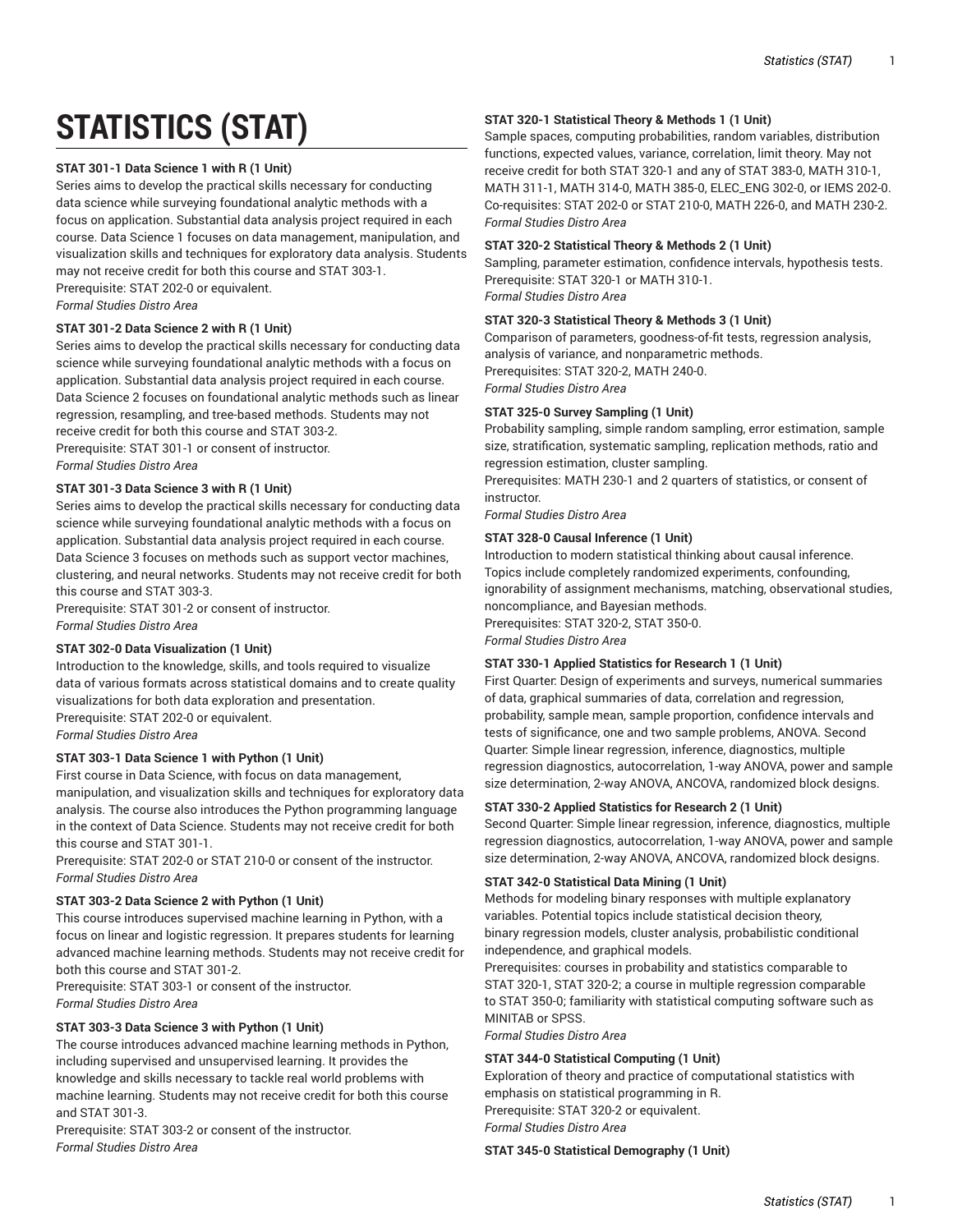# STATISTICS (STAT)

**STAT 301-1 Data Science 1 with R (1 Unit)**
Series aims to develop the practical skills necessary for conducting data science while surveying foundational analytic methods with a focus on application. Substantial data analysis project required in each course. Data Science 1 focuses on data management, manipulation, and visualization skills and techniques for exploratory data analysis. Students may not receive credit for both this course and STAT 303-1.
Prerequisite: STAT 202-0 or equivalent.
*Formal Studies Distro Area*

**STAT 301-2 Data Science 2 with R (1 Unit)**
Series aims to develop the practical skills necessary for conducting data science while surveying foundational analytic methods with a focus on application. Substantial data analysis project required in each course. Data Science 2 focuses on foundational analytic methods such as linear regression, resampling, and tree-based methods. Students may not receive credit for both this course and STAT 303-2.
Prerequisite: STAT 301-1 or consent of instructor.
*Formal Studies Distro Area*

**STAT 301-3 Data Science 3 with R (1 Unit)**
Series aims to develop the practical skills necessary for conducting data science while surveying foundational analytic methods with a focus on application. Substantial data analysis project required in each course. Data Science 3 focuses on methods such as support vector machines, clustering, and neural networks. Students may not receive credit for both this course and STAT 303-3.
Prerequisite: STAT 301-2 or consent of instructor.
*Formal Studies Distro Area*

**STAT 302-0 Data Visualization (1 Unit)**
Introduction to the knowledge, skills, and tools required to visualize data of various formats across statistical domains and to create quality visualizations for both data exploration and presentation.
Prerequisite: STAT 202-0 or equivalent.
*Formal Studies Distro Area*

**STAT 303-1 Data Science 1 with Python (1 Unit)**
First course in Data Science, with focus on data management, manipulation, and visualization skills and techniques for exploratory data analysis. The course also introduces the Python programming language in the context of Data Science. Students may not receive credit for both this course and STAT 301-1.
Prerequisite: STAT 202-0 or STAT 210-0 or consent of the instructor.
*Formal Studies Distro Area*

**STAT 303-2 Data Science 2 with Python (1 Unit)**
This course introduces supervised machine learning in Python, with a focus on linear and logistic regression. It prepares students for learning advanced machine learning methods. Students may not receive credit for both this course and STAT 301-2.
Prerequisite: STAT 303-1 or consent of the instructor.
*Formal Studies Distro Area*

**STAT 303-3 Data Science 3 with Python (1 Unit)**
The course introduces advanced machine learning methods in Python, including supervised and unsupervised learning. It provides the knowledge and skills necessary to tackle real world problems with machine learning. Students may not receive credit for both this course and STAT 301-3.
Prerequisite: STAT 303-2 or consent of the instructor.
*Formal Studies Distro Area*

**STAT 320-1 Statistical Theory & Methods 1 (1 Unit)**
Sample spaces, computing probabilities, random variables, distribution functions, expected values, variance, correlation, limit theory. May not receive credit for both STAT 320-1 and any of STAT 383-0, MATH 310-1, MATH 311-1, MATH 314-0, MATH 385-0, ELEC_ENG 302-0, or IEMS 202-0.
Co-requisites: STAT 202-0 or STAT 210-0, MATH 226-0, and MATH 230-2.
*Formal Studies Distro Area*

**STAT 320-2 Statistical Theory & Methods 2 (1 Unit)**
Sampling, parameter estimation, confidence intervals, hypothesis tests.
Prerequisite: STAT 320-1 or MATH 310-1.
*Formal Studies Distro Area*

**STAT 320-3 Statistical Theory & Methods 3 (1 Unit)**
Comparison of parameters, goodness-of-fit tests, regression analysis, analysis of variance, and nonparametric methods.
Prerequisites: STAT 320-2, MATH 240-0.
*Formal Studies Distro Area*

**STAT 325-0 Survey Sampling (1 Unit)**
Probability sampling, simple random sampling, error estimation, sample size, stratification, systematic sampling, replication methods, ratio and regression estimation, cluster sampling.
Prerequisites: MATH 230-1 and 2 quarters of statistics, or consent of instructor.
*Formal Studies Distro Area*

**STAT 328-0 Causal Inference (1 Unit)**
Introduction to modern statistical thinking about causal inference. Topics include completely randomized experiments, confounding, ignorability of assignment mechanisms, matching, observational studies, noncompliance, and Bayesian methods.
Prerequisites: STAT 320-2, STAT 350-0.
*Formal Studies Distro Area*

**STAT 330-1 Applied Statistics for Research 1 (1 Unit)**
First Quarter: Design of experiments and surveys, numerical summaries of data, graphical summaries of data, correlation and regression, probability, sample mean, sample proportion, confidence intervals and tests of significance, one and two sample problems, ANOVA. Second Quarter: Simple linear regression, inference, diagnostics, multiple regression diagnostics, autocorrelation, 1-way ANOVA, power and sample size determination, 2-way ANOVA, ANCOVA, randomized block designs.

**STAT 330-2 Applied Statistics for Research 2 (1 Unit)**
Second Quarter: Simple linear regression, inference, diagnostics, multiple regression diagnostics, autocorrelation, 1-way ANOVA, power and sample size determination, 2-way ANOVA, ANCOVA, randomized block designs.

**STAT 342-0 Statistical Data Mining (1 Unit)**
Methods for modeling binary responses with multiple explanatory variables. Potential topics include statistical decision theory, binary regression models, cluster analysis, probabilistic conditional independence, and graphical models.
Prerequisites: courses in probability and statistics comparable to STAT 320-1, STAT 320-2; a course in multiple regression comparable to STAT 350-0; familiarity with statistical computing software such as MINITAB or SPSS.
*Formal Studies Distro Area*

**STAT 344-0 Statistical Computing (1 Unit)**
Exploration of theory and practice of computational statistics with emphasis on statistical programming in R.
Prerequisite: STAT 320-2 or equivalent.
*Formal Studies Distro Area*

**STAT 345-0 Statistical Demography (1 Unit)**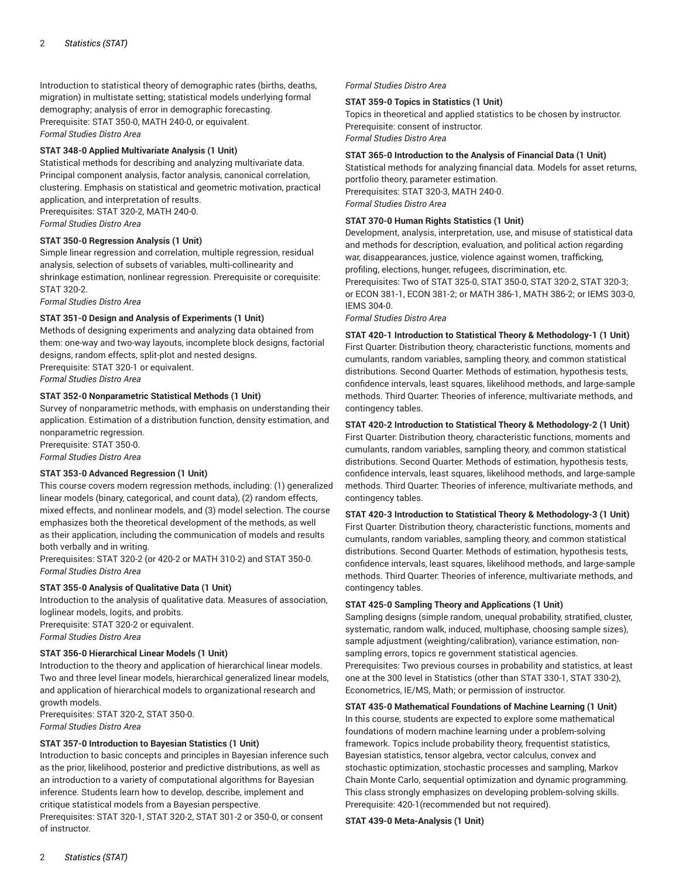Introduction to statistical theory of demographic rates (births, deaths, migration) in multistate setting; statistical models underlying formal demography; analysis of error in demographic forecasting.
Prerequisite: STAT 350-0, MATH 240-0, or equivalent.
*Formal Studies Distro Area*

**STAT 348-0 Applied Multivariate Analysis (1 Unit)**
Statistical methods for describing and analyzing multivariate data. Principal component analysis, factor analysis, canonical correlation, clustering. Emphasis on statistical and geometric motivation, practical application, and interpretation of results.
Prerequisites: STAT 320-2, MATH 240-0.
*Formal Studies Distro Area*

**STAT 350-0 Regression Analysis (1 Unit)**
Simple linear regression and correlation, multiple regression, residual analysis, selection of subsets of variables, multi-collinearity and shrinkage estimation, nonlinear regression. Prerequisite or corequisite: STAT 320-2.
*Formal Studies Distro Area*

**STAT 351-0 Design and Analysis of Experiments (1 Unit)**
Methods of designing experiments and analyzing data obtained from them: one-way and two-way layouts, incomplete block designs, factorial designs, random effects, split-plot and nested designs.
Prerequisite: STAT 320-1 or equivalent.
*Formal Studies Distro Area*

**STAT 352-0 Nonparametric Statistical Methods (1 Unit)**
Survey of nonparametric methods, with emphasis on understanding their application. Estimation of a distribution function, density estimation, and nonparametric regression.
Prerequisite: STAT 350-0.
*Formal Studies Distro Area*

**STAT 353-0 Advanced Regression (1 Unit)**
This course covers modern regression methods, including: (1) generalized linear models (binary, categorical, and count data), (2) random effects, mixed effects, and nonlinear models, and (3) model selection. The course emphasizes both the theoretical development of the methods, as well as their application, including the communication of models and results both verbally and in writing.
Prerequisites: STAT 320-2 (or 420-2 or MATH 310-2) and STAT 350-0.
*Formal Studies Distro Area*

**STAT 355-0 Analysis of Qualitative Data (1 Unit)**
Introduction to the analysis of qualitative data. Measures of association, loglinear models, logits, and probits.
Prerequisite: STAT 320-2 or equivalent.
*Formal Studies Distro Area*

**STAT 356-0 Hierarchical Linear Models (1 Unit)**
Introduction to the theory and application of hierarchical linear models. Two and three level linear models, hierarchical generalized linear models, and application of hierarchical models to organizational research and growth models.
Prerequisites: STAT 320-2, STAT 350-0.
*Formal Studies Distro Area*

**STAT 357-0 Introduction to Bayesian Statistics (1 Unit)**
Introduction to basic concepts and principles in Bayesian inference such as the prior, likelihood, posterior and predictive distributions, as well as an introduction to a variety of computational algorithms for Bayesian inference. Students learn how to develop, describe, implement and critique statistical models from a Bayesian perspective.
Prerequisites: STAT 320-1, STAT 320-2, STAT 301-2 or 350-0, or consent of instructor.
*Formal Studies Distro Area*

**STAT 359-0 Topics in Statistics (1 Unit)**
Topics in theoretical and applied statistics to be chosen by instructor.
Prerequisite: consent of instructor.
*Formal Studies Distro Area*

**STAT 365-0 Introduction to the Analysis of Financial Data (1 Unit)**
Statistical methods for analyzing financial data. Models for asset returns, portfolio theory, parameter estimation.
Prerequisites: STAT 320-3, MATH 240-0.
*Formal Studies Distro Area*

**STAT 370-0 Human Rights Statistics (1 Unit)**
Development, analysis, interpretation, use, and misuse of statistical data and methods for description, evaluation, and political action regarding war, disappearances, justice, violence against women, trafficking, profiling, elections, hunger, refugees, discrimination, etc.
Prerequisites: Two of STAT 325-0, STAT 350-0, STAT 320-2, STAT 320-3; or ECON 381-1, ECON 381-2; or MATH 386-1, MATH 386-2; or IEMS 303-0, IEMS 304-0.
*Formal Studies Distro Area*

**STAT 420-1 Introduction to Statistical Theory & Methodology-1 (1 Unit)**
First Quarter: Distribution theory, characteristic functions, moments and cumulants, random variables, sampling theory, and common statistical distributions. Second Quarter: Methods of estimation, hypothesis tests, confidence intervals, least squares, likelihood methods, and large-sample methods. Third Quarter: Theories of inference, multivariate methods, and contingency tables.

**STAT 420-2 Introduction to Statistical Theory & Methodology-2 (1 Unit)**
First Quarter: Distribution theory, characteristic functions, moments and cumulants, random variables, sampling theory, and common statistical distributions. Second Quarter: Methods of estimation, hypothesis tests, confidence intervals, least squares, likelihood methods, and large-sample methods. Third Quarter: Theories of inference, multivariate methods, and contingency tables.

**STAT 420-3 Introduction to Statistical Theory & Methodology-3 (1 Unit)**
First Quarter: Distribution theory, characteristic functions, moments and cumulants, random variables, sampling theory, and common statistical distributions. Second Quarter: Methods of estimation, hypothesis tests, confidence intervals, least squares, likelihood methods, and large-sample methods. Third Quarter: Theories of inference, multivariate methods, and contingency tables.

**STAT 425-0 Sampling Theory and Applications (1 Unit)**
Sampling designs (simple random, unequal probability, stratified, cluster, systematic, random walk, induced, multiphase, choosing sample sizes), sample adjustment (weighting/calibration), variance estimation, non-sampling errors, topics re government statistical agencies.
Prerequisites: Two previous courses in probability and statistics, at least one at the 300 level in Statistics (other than STAT 330-1, STAT 330-2), Econometrics, IE/MS, Math; or permission of instructor.

**STAT 435-0 Mathematical Foundations of Machine Learning (1 Unit)**
In this course, students are expected to explore some mathematical foundations of modern machine learning under a problem-solving framework. Topics include probability theory, frequentist statistics, Bayesian statistics, tensor algebra, vector calculus, convex and stochastic optimization, stochastic processes and sampling, Markov Chain Monte Carlo, sequential optimization and dynamic programming. This class strongly emphasizes on developing problem-solving skills.
Prerequisite: 420-1(recommended but not required).

**STAT 439-0 Meta-Analysis (1 Unit)**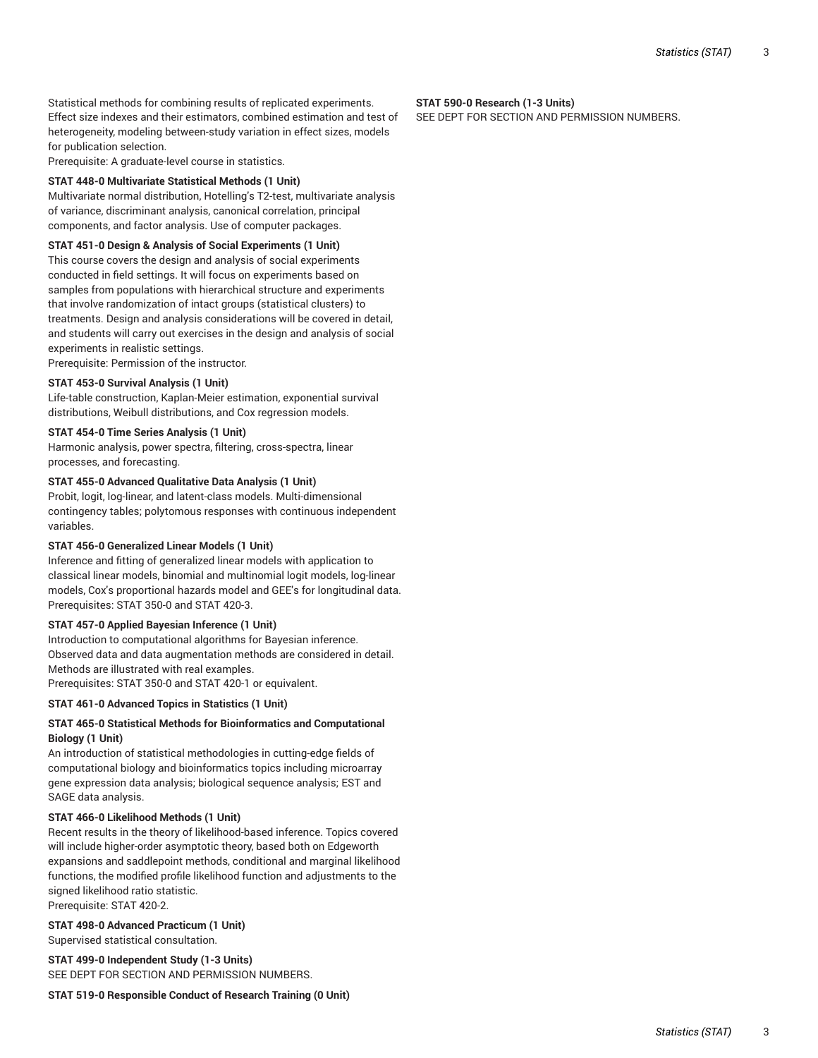Statistical methods for combining results of replicated experiments. Effect size indexes and their estimators, combined estimation and test of heterogeneity, modeling between-study variation in effect sizes, models for publication selection.
Prerequisite: A graduate-level course in statistics.

**STAT 448-0 Multivariate Statistical Methods (1 Unit)**
Multivariate normal distribution, Hotelling's T2-test, multivariate analysis of variance, discriminant analysis, canonical correlation, principal components, and factor analysis. Use of computer packages.

**STAT 451-0 Design & Analysis of Social Experiments (1 Unit)**
This course covers the design and analysis of social experiments conducted in field settings. It will focus on experiments based on samples from populations with hierarchical structure and experiments that involve randomization of intact groups (statistical clusters) to treatments. Design and analysis considerations will be covered in detail, and students will carry out exercises in the design and analysis of social experiments in realistic settings.
Prerequisite: Permission of the instructor.

**STAT 453-0 Survival Analysis (1 Unit)**
Life-table construction, Kaplan-Meier estimation, exponential survival distributions, Weibull distributions, and Cox regression models.

**STAT 454-0 Time Series Analysis (1 Unit)**
Harmonic analysis, power spectra, filtering, cross-spectra, linear processes, and forecasting.

**STAT 455-0 Advanced Qualitative Data Analysis (1 Unit)**
Probit, logit, log-linear, and latent-class models. Multi-dimensional contingency tables; polytomous responses with continuous independent variables.

**STAT 456-0 Generalized Linear Models (1 Unit)**
Inference and fitting of generalized linear models with application to classical linear models, binomial and multinomial logit models, log-linear models, Cox's proportional hazards model and GEE's for longitudinal data.
Prerequisites: STAT 350-0 and STAT 420-3.

**STAT 457-0 Applied Bayesian Inference (1 Unit)**
Introduction to computational algorithms for Bayesian inference. Observed data and data augmentation methods are considered in detail. Methods are illustrated with real examples.
Prerequisites: STAT 350-0 and STAT 420-1 or equivalent.

**STAT 461-0 Advanced Topics in Statistics (1 Unit)**

**STAT 465-0 Statistical Methods for Bioinformatics and Computational Biology (1 Unit)**
An introduction of statistical methodologies in cutting-edge fields of computational biology and bioinformatics topics including microarray gene expression data analysis; biological sequence analysis; EST and SAGE data analysis.

**STAT 466-0 Likelihood Methods (1 Unit)**
Recent results in the theory of likelihood-based inference. Topics covered will include higher-order asymptotic theory, based both on Edgeworth expansions and saddlepoint methods, conditional and marginal likelihood functions, the modified profile likelihood function and adjustments to the signed likelihood ratio statistic.
Prerequisite: STAT 420-2.

**STAT 498-0 Advanced Practicum (1 Unit)**
Supervised statistical consultation.

**STAT 499-0 Independent Study (1-3 Units)**
SEE DEPT FOR SECTION AND PERMISSION NUMBERS.

**STAT 519-0 Responsible Conduct of Research Training (0 Unit)**

**STAT 590-0 Research (1-3 Units)**
SEE DEPT FOR SECTION AND PERMISSION NUMBERS.